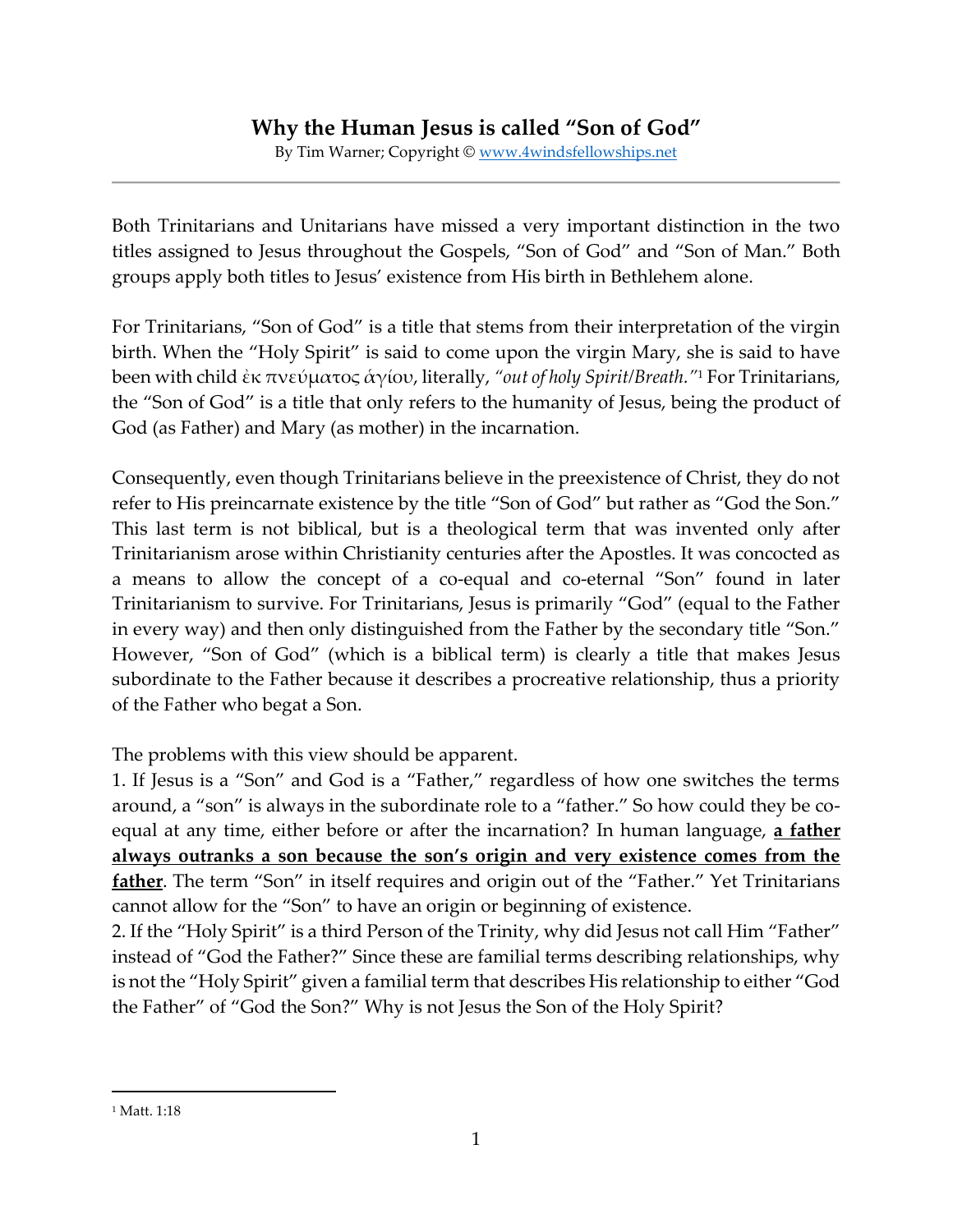# Why the Human Jesus is called "Son of God"

By Tim Warner; Copyright © [www.4windsfellowships.net](http://www.4windsfellowships.net)

---

Both Trinitarians and Unitarians have missed a very important distinction in the two titles assigned to Jesus throughout the Gospels, "Son of God" and "Son of Man." Both groups apply both titles to Jesus' existence from His birth in Bethlehem alone.

For Trinitarians, "Son of God" is a title that stems from their interpretation of the virgin birth. When the "Holy Spirit" is said to come upon the virgin Mary, she is said to have been with child ἐκ πνεύματος ἁγίου, literally, *"out of holy Spirit/Breath."*[1] For Trinitarians, the "Son of God" is a title that only refers to the humanity of Jesus, being the product of God (as Father) and Mary (as mother) in the incarnation.

Consequently, even though Trinitarians believe in the preexistence of Christ, they do not refer to His preincarnate existence by the title "Son of God" but rather as "God the Son." This last term is not biblical, but is a theological term that was invented only after Trinitarianism arose within Christianity centuries after the Apostles. It was concocted as a means to allow the concept of a co-equal and co-eternal "Son" found in later Trinitarianism to survive. For Trinitarians, Jesus is primarily "God" (equal to the Father in every way) and then only distinguished from the Father by the secondary title "Son." However, "Son of God" (which is a biblical term) is clearly a title that makes Jesus subordinate to the Father because it describes a procreative relationship, thus a priority of the Father who begat a Son.

The problems with this view should be apparent.

1. If Jesus is a "Son" and God is a "Father," regardless of how one switches the terms around, a "son" is always in the subordinate role to a "father." So how could they be co-equal at any time, either before or after the incarnation? In human language, **<u>a father always outranks a son because the son's origin and very existence comes from the father</u>**. The term "Son" in itself requires and origin out of the "Father." Yet Trinitarians cannot allow for the "Son" to have an origin or beginning of existence.
2. If the "Holy Spirit" is a third Person of the Trinity, why did Jesus not call Him "Father" instead of "God the Father?" Since these are familial terms describing relationships, why is not the "Holy Spirit" given a familial term that describes His relationship to either "God the Father" of "God the Son?" Why is not Jesus the Son of the Holy Spirit?

---

[1] Matt. 1:18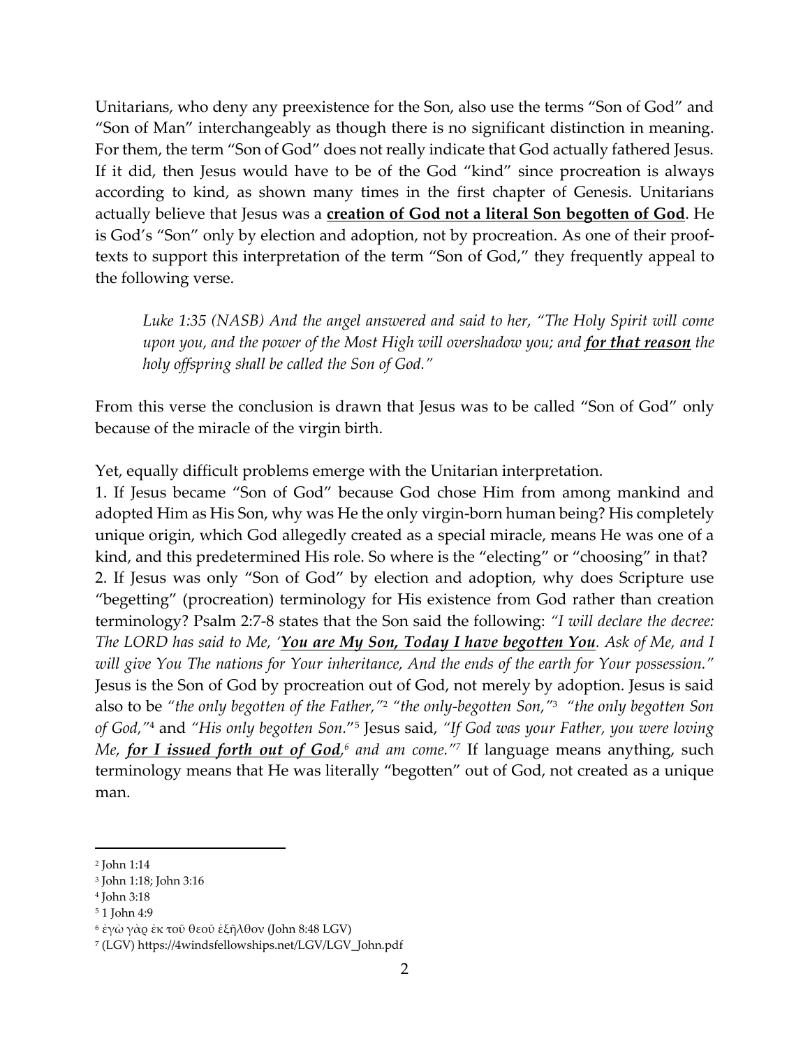Unitarians, who deny any preexistence for the Son, also use the terms "Son of God" and "Son of Man" interchangeably as though there is no significant distinction in meaning. For them, the term "Son of God" does not really indicate that God actually fathered Jesus. If it did, then Jesus would have to be of the God "kind" since procreation is always according to kind, as shown many times in the first chapter of Genesis. Unitarians actually believe that Jesus was a **creation of God not a literal Son begotten of God**. He is God's "Son" only by election and adoption, not by procreation. As one of their proof-texts to support this interpretation of the term "Son of God," they frequently appeal to the following verse.

> *Luke 1:35 (NASB) And the angel answered and said to her, "The Holy Spirit will come upon you, and the power of the Most High will overshadow you; and **for that reason** the holy offspring shall be called the Son of God."*

From this verse the conclusion is drawn that Jesus was to be called "Son of God" only because of the miracle of the virgin birth.

Yet, equally difficult problems emerge with the Unitarian interpretation.

1. If Jesus became "Son of God" because God chose Him from among mankind and adopted Him as His Son, why was He the only virgin-born human being? His completely unique origin, which God allegedly created as a special miracle, means He was one of a kind, and this predetermined His role. So where is the "electing" or "choosing" in that?
2. If Jesus was only "Son of God" by election and adoption, why does Scripture use "begetting" (procreation) terminology for His existence from God rather than creation terminology? Psalm 2:7-8 states that the Son said the following: *"I will declare the decree: The LORD has said to Me, '**You are My Son, Today I have begotten You**. Ask of Me, and I will give You The nations for Your inheritance, And the ends of the earth for Your possession."* Jesus is the Son of God by procreation out of God, not merely by adoption. Jesus is said also to be *"the only begotten of the Father,"*[2] *"the only-begotten Son,"*[3] *"the only begotten Son of God,"*[4] and *"His only begotten Son."*[5] Jesus said, *"If God was your Father, you were loving Me, **for I issued forth out of God**,[6] and am come."*[7] If language means anything, such terminology means that He was literally "begotten" out of God, not created as a unique man.

---

[2] John 1:14

[3] John 1:18; John 3:16

[4] John 3:18

[5] 1 John 4:9

[6] ἐγὼ γὰρ ἐκ τοῦ θεοῦ ἐξῆλθον (John 8:48 LGV)

[7] (LGV) https://4windsfellowships.net/LGV/LGV_John.pdf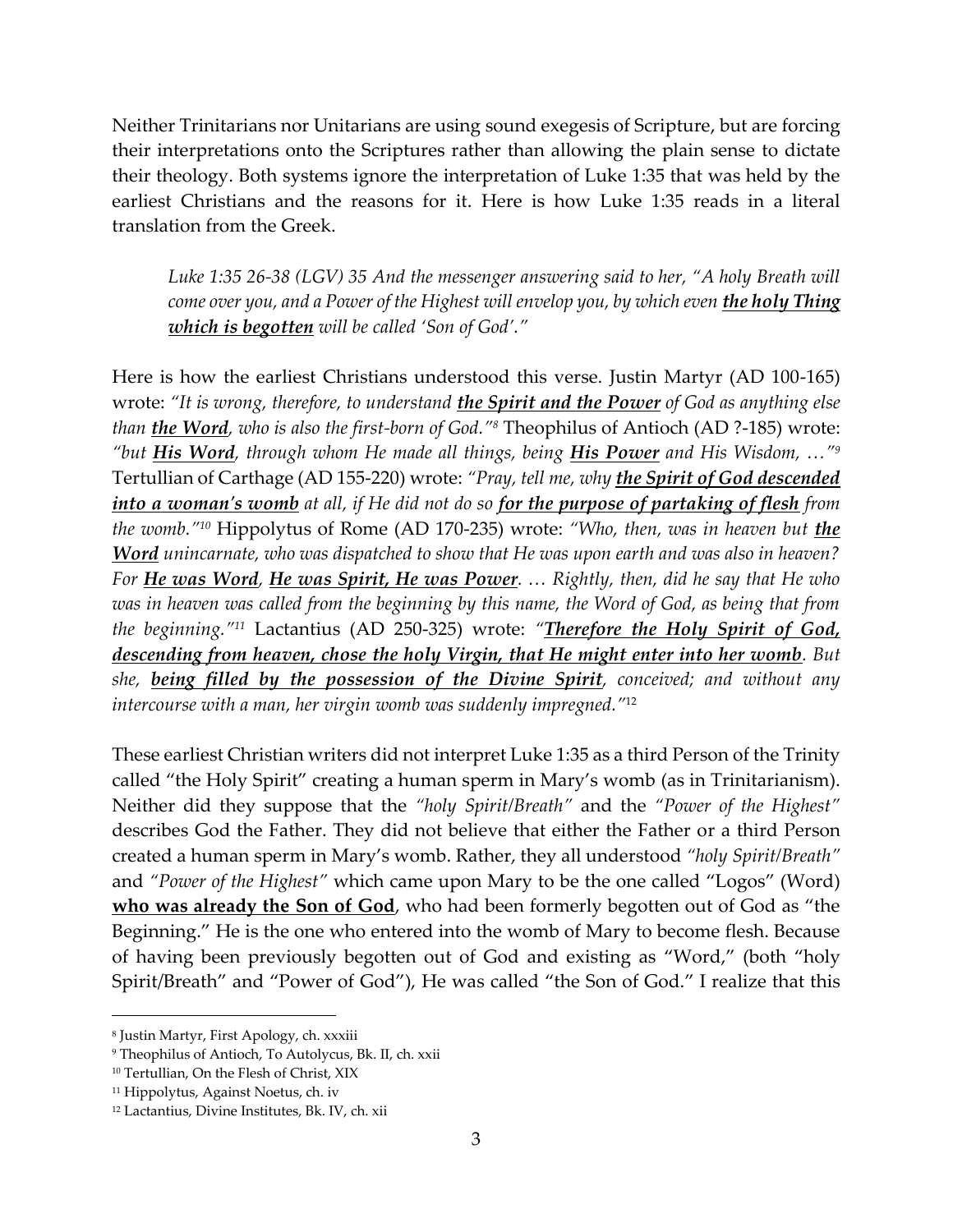Neither Trinitarians nor Unitarians are using sound exegesis of Scripture, but are forcing their interpretations onto the Scriptures rather than allowing the plain sense to dictate their theology. Both systems ignore the interpretation of Luke 1:35 that was held by the earliest Christians and the reasons for it. Here is how Luke 1:35 reads in a literal translation from the Greek.

> *Luke 1:35 26-38 (LGV) 35 And the messenger answering said to her, "A holy Breath will come over you, and a Power of the Highest will envelop you, by which even* ***<u>the holy Thing which is begotten</u>*** *will be called 'Son of God'."*

Here is how the earliest Christians understood this verse. Justin Martyr (AD 100-165) wrote: *"It is wrong, therefore, to understand* ***<u>the Spirit and the Power</u>*** *of God as anything else than* ***<u>the Word</u>****, who is also the first-born of God."*[8] Theophilus of Antioch (AD ?-185) wrote: *"but* ***<u>His Word</u>****, through whom He made all things, being* ***<u>His Power</u>*** *and His Wisdom, …"*[9] Tertullian of Carthage (AD 155-220) wrote: *"Pray, tell me, why* ***<u>the Spirit of God descended into a woman's womb</u>*** *at all, if He did not do so* ***<u>for the purpose of partaking of flesh</u>*** *from the womb."*[10] Hippolytus of Rome (AD 170-235) wrote: *"Who, then, was in heaven but* ***<u>the Word</u>*** *unincarnate, who was dispatched to show that He was upon earth and was also in heaven? For* ***<u>He was Word</u>****,* ***<u>He was Spirit, He was Power</u>****. … Rightly, then, did he say that He who was in heaven was called from the beginning by this name, the Word of God, as being that from the beginning."*[11] Lactantius (AD 250-325) wrote: *"****<u>Therefore the Holy Spirit of God, descending from heaven, chose the holy Virgin, that He might enter into her womb</u>****. But she,* ***<u>being filled by the possession of the Divine Spirit</u>****, conceived; and without any intercourse with a man, her virgin womb was suddenly impregned."*[12]

These earliest Christian writers did not interpret Luke 1:35 as a third Person of the Trinity called "the Holy Spirit" creating a human sperm in Mary's womb (as in Trinitarianism). Neither did they suppose that the *"holy Spirit/Breath"* and the *"Power of the Highest"* describes God the Father. They did not believe that either the Father or a third Person created a human sperm in Mary's womb. Rather, they all understood *"holy Spirit/Breath"* and *"Power of the Highest"* which came upon Mary to be the one called "Logos" (Word) **<u>who was already the Son of God</u>**, who had been formerly begotten out of God as "the Beginning." He is the one who entered into the womb of Mary to become flesh. Because of having been previously begotten out of God and existing as "Word," (both "holy Spirit/Breath" and "Power of God"), He was called "the Son of God." I realize that this

---

[8] Justin Martyr, First Apology, ch. xxxiii

[9] Theophilus of Antioch, To Autolycus, Bk. II, ch. xxii

[10] Tertullian, On the Flesh of Christ, XIX

[11] Hippolytus, Against Noetus, ch. iv

[12] Lactantius, Divine Institutes, Bk. IV, ch. xii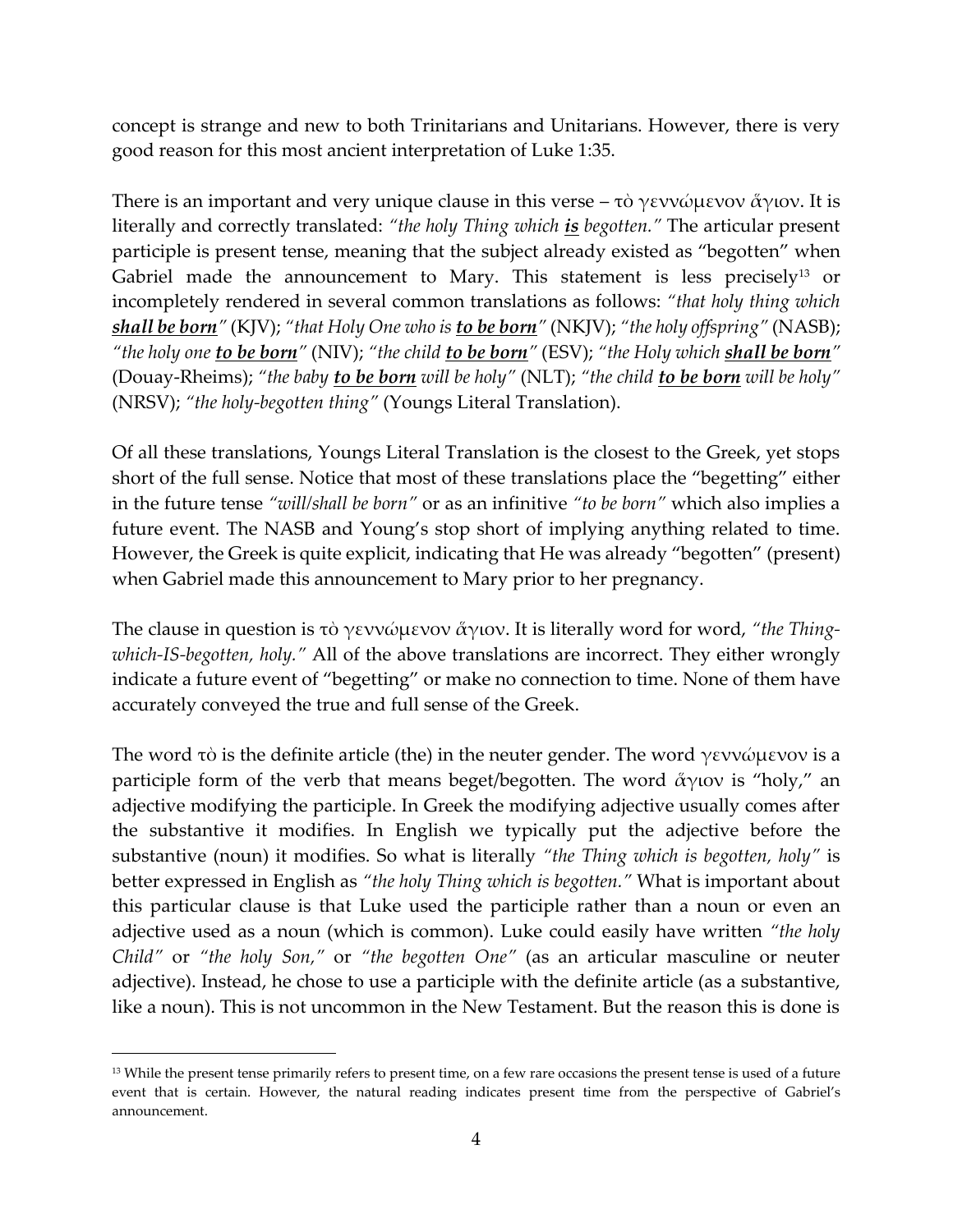concept is strange and new to both Trinitarians and Unitarians. However, there is very good reason for this most ancient interpretation of Luke 1:35.

There is an important and very unique clause in this verse – τὸ γεννώμενον ἅγιον. It is literally and correctly translated: *"the holy Thing which **is** begotten."* The articular present participle is present tense, meaning that the subject already existed as "begotten" when Gabriel made the announcement to Mary. This statement is less precisely[13] or incompletely rendered in several common translations as follows: *"that holy thing which **shall be born**"* (KJV); *"that Holy One who is **to be born**"* (NKJV); *"the holy offspring"* (NASB); *"the holy one **to be born**"* (NIV); *"the child **to be born**"* (ESV); *"the Holy which **shall be born**"* (Douay-Rheims); *"the baby **to be born** will be holy"* (NLT); *"the child **to be born** will be holy"* (NRSV); *"the holy-begotten thing"* (Youngs Literal Translation).

Of all these translations, Youngs Literal Translation is the closest to the Greek, yet stops short of the full sense. Notice that most of these translations place the "begetting" either in the future tense *"will/shall be born"* or as an infinitive *"to be born"* which also implies a future event. The NASB and Young's stop short of implying anything related to time. However, the Greek is quite explicit, indicating that He was already "begotten" (present) when Gabriel made this announcement to Mary prior to her pregnancy.

The clause in question is τὸ γεννώμενον ἅγιον. It is literally word for word, *"the Thing-which-IS-begotten, holy."* All of the above translations are incorrect. They either wrongly indicate a future event of "begetting" or make no connection to time. None of them have accurately conveyed the true and full sense of the Greek.

The word τὸ is the definite article (the) in the neuter gender. The word γεννώμενον is a participle form of the verb that means beget/begotten. The word ἅγιον is "holy," an adjective modifying the participle. In Greek the modifying adjective usually comes after the substantive it modifies. In English we typically put the adjective before the substantive (noun) it modifies. So what is literally *"the Thing which is begotten, holy"* is better expressed in English as *"the holy Thing which is begotten."* What is important about this particular clause is that Luke used the participle rather than a noun or even an adjective used as a noun (which is common). Luke could easily have written *"the holy Child"* or *"the holy Son,"* or *"the begotten One"* (as an articular masculine or neuter adjective). Instead, he chose to use a participle with the definite article (as a substantive, like a noun). This is not uncommon in the New Testament. But the reason this is done is

[13] While the present tense primarily refers to present time, on a few rare occasions the present tense is used of a future event that is certain. However, the natural reading indicates present time from the perspective of Gabriel's announcement.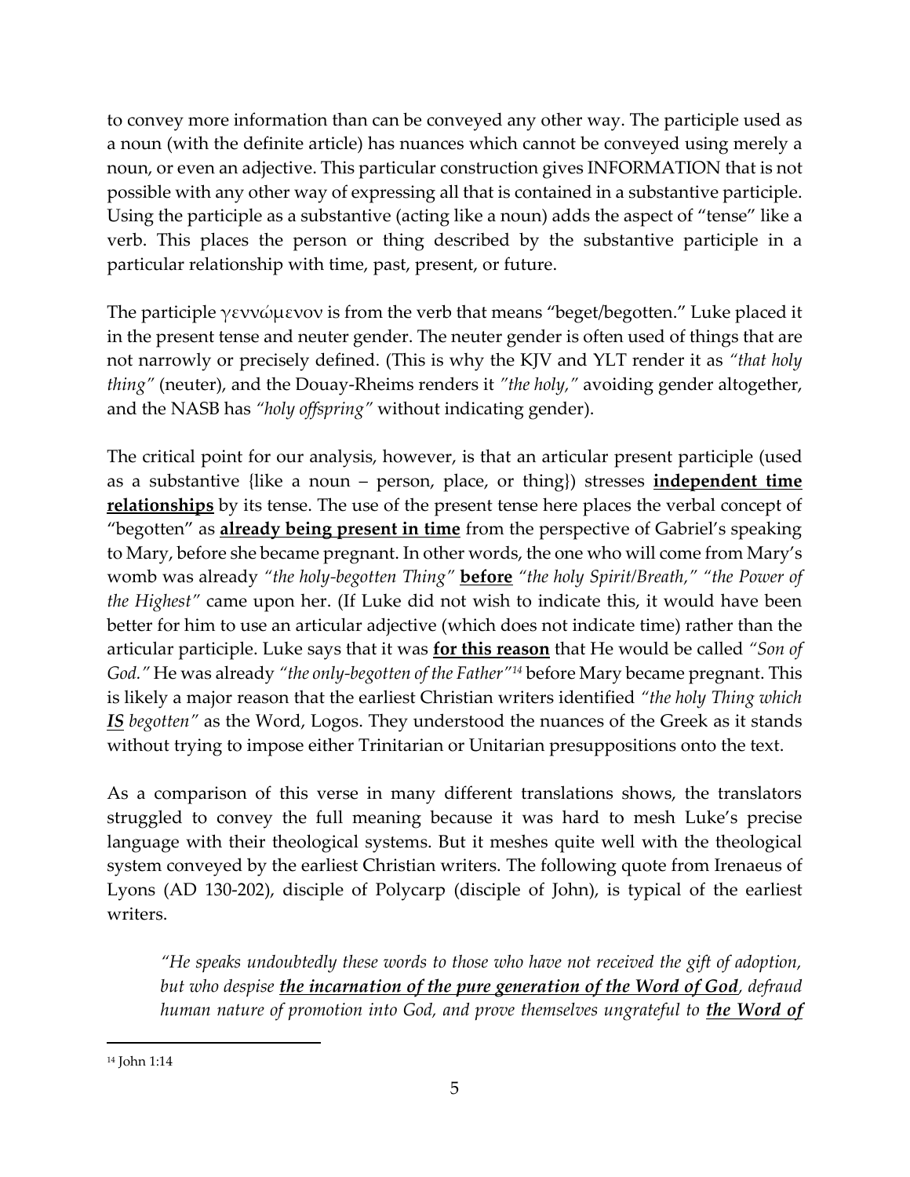to convey more information than can be conveyed any other way. The participle used as a noun (with the definite article) has nuances which cannot be conveyed using merely a noun, or even an adjective. This particular construction gives INFORMATION that is not possible with any other way of expressing all that is contained in a substantive participle. Using the participle as a substantive (acting like a noun) adds the aspect of "tense" like a verb. This places the person or thing described by the substantive participle in a particular relationship with time, past, present, or future.

The participle γεννώμενον is from the verb that means "beget/begotten." Luke placed it in the present tense and neuter gender. The neuter gender is often used of things that are not narrowly or precisely defined. (This is why the KJV and YLT render it as *"that holy thing"* (neuter), and the Douay-Rheims renders it *"the holy,"* avoiding gender altogether, and the NASB has *"holy offspring"* without indicating gender).

The critical point for our analysis, however, is that an articular present participle (used as a substantive {like a noun – person, place, or thing}) stresses **<u>independent time relationships</u>** by its tense. The use of the present tense here places the verbal concept of "begotten" as **<u>already being present in time</u>** from the perspective of Gabriel's speaking to Mary, before she became pregnant. In other words, the one who will come from Mary's womb was already *"the holy-begotten Thing"* **<u>before</u>** *"the holy Spirit/Breath," "the Power of the Highest"* came upon her. (If Luke did not wish to indicate this, it would have been better for him to use an articular adjective (which does not indicate time) rather than the articular participle. Luke says that it was **<u>for this reason</u>** that He would be called *"Son of God."* He was already *"the only-begotten of the Father"*[14] before Mary became pregnant. This is likely a major reason that the earliest Christian writers identified *"the holy Thing which* ***<u>IS</u>*** *begotten"* as the Word, Logos. They understood the nuances of the Greek as it stands without trying to impose either Trinitarian or Unitarian presuppositions onto the text.

As a comparison of this verse in many different translations shows, the translators struggled to convey the full meaning because it was hard to mesh Luke's precise language with their theological systems. But it meshes quite well with the theological system conveyed by the earliest Christian writers. The following quote from Irenaeus of Lyons (AD 130-202), disciple of Polycarp (disciple of John), is typical of the earliest writers.

> *"He speaks undoubtedly these words to those who have not received the gift of adoption, but who despise* ***<u>the incarnation of the pure generation of the Word of God</u>****, defraud human nature of promotion into God, and prove themselves ungrateful to* ***<u>the Word of</u>***

[14] John 1:14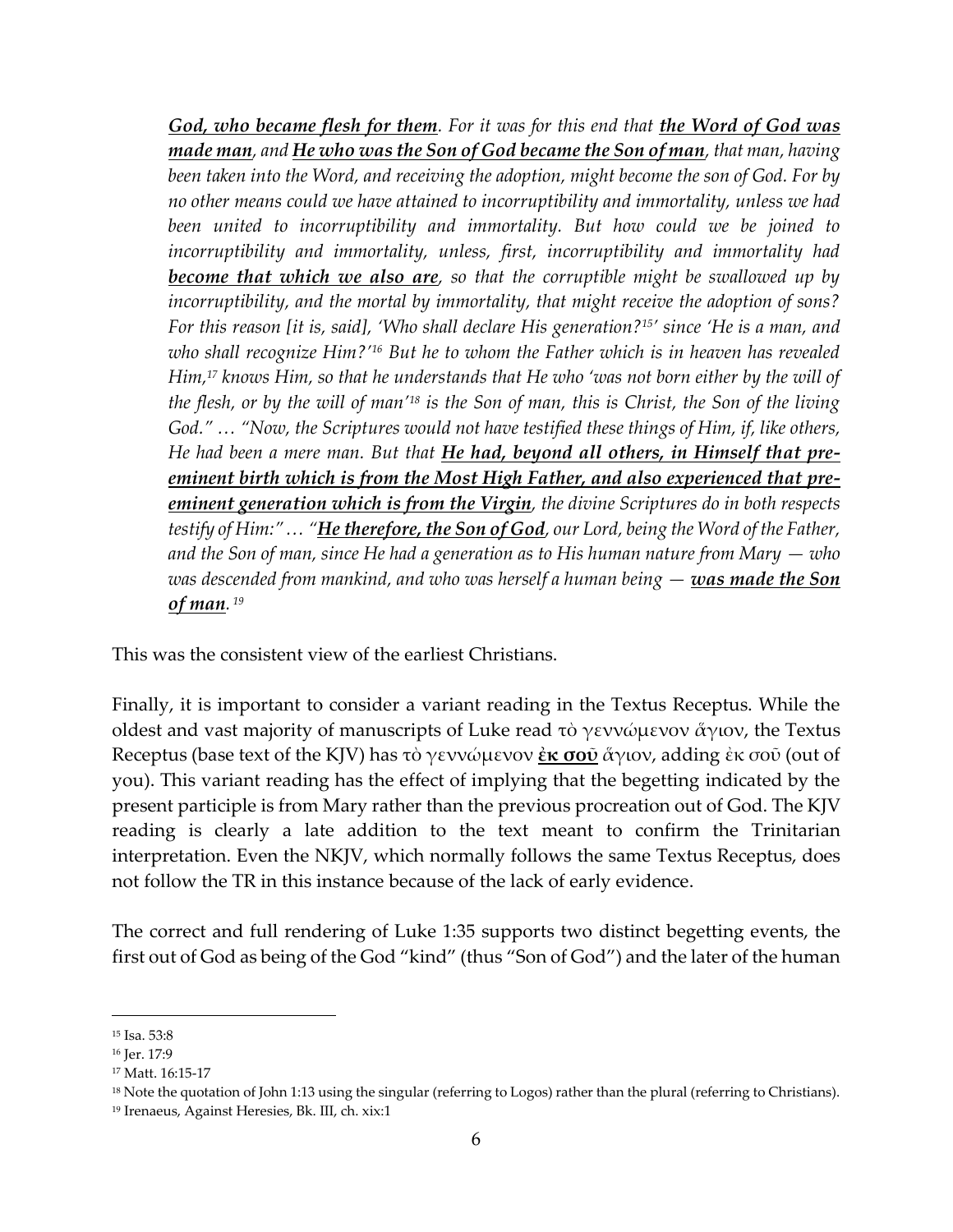> ***God, who became flesh for them***. *For it was for this end that* ***the Word of God was made man***, *and* ***He who was the Son of God became the Son of man***, *that man, having been taken into the Word, and receiving the adoption, might become the son of God. For by no other means could we have attained to incorruptibility and immortality, unless we had been united to incorruptibility and immortality. But how could we be joined to incorruptibility and immortality, unless, first, incorruptibility and immortality had* ***become that which we also are***, *so that the corruptible might be swallowed up by incorruptibility, and the mortal by immortality, that might receive the adoption of sons? For this reason [it is, said], 'Who shall declare His generation?[15]' since 'He is a man, and who shall recognize Him?'[16] But he to whom the Father which is in heaven has revealed Him,[17] knows Him, so that he understands that He who 'was not born either by the will of the flesh, or by the will of man'[18] is the Son of man, this is Christ, the Son of the living God." … "Now, the Scriptures would not have testified these things of Him, if, like others, He had been a mere man. But that* ***He had, beyond all others, in Himself that pre-eminent birth which is from the Most High Father, and also experienced that pre-eminent generation which is from the Virgin***, *the divine Scriptures do in both respects testify of Him:" … "* ***He therefore, the Son of God***, *our Lord, being the Word of the Father, and the Son of man, since He had a generation as to His human nature from Mary — who was descended from mankind, and who was herself a human being —* ***was made the Son of man***. [19]

This was the consistent view of the earliest Christians.

Finally, it is important to consider a variant reading in the Textus Receptus. While the oldest and vast majority of manuscripts of Luke read τὸ γεννώμενον ἅγιον, the Textus Receptus (base text of the KJV) has τὸ γεννώμενον **ἐκ σοῦ** ἅγιον, adding ἐκ σοῦ (out of you). This variant reading has the effect of implying that the begetting indicated by the present participle is from Mary rather than the previous procreation out of God. The KJV reading is clearly a late addition to the text meant to confirm the Trinitarian interpretation. Even the NKJV, which normally follows the same Textus Receptus, does not follow the TR in this instance because of the lack of early evidence.

The correct and full rendering of Luke 1:35 supports two distinct begetting events, the first out of God as being of the God "kind" (thus "Son of God") and the later of the human

---

[15] Isa. 53:8

[16] Jer. 17:9

[17] Matt. 16:15-17

[18] Note the quotation of John 1:13 using the singular (referring to Logos) rather than the plural (referring to Christians).

[19] Irenaeus, Against Heresies, Bk. III, ch. xix:1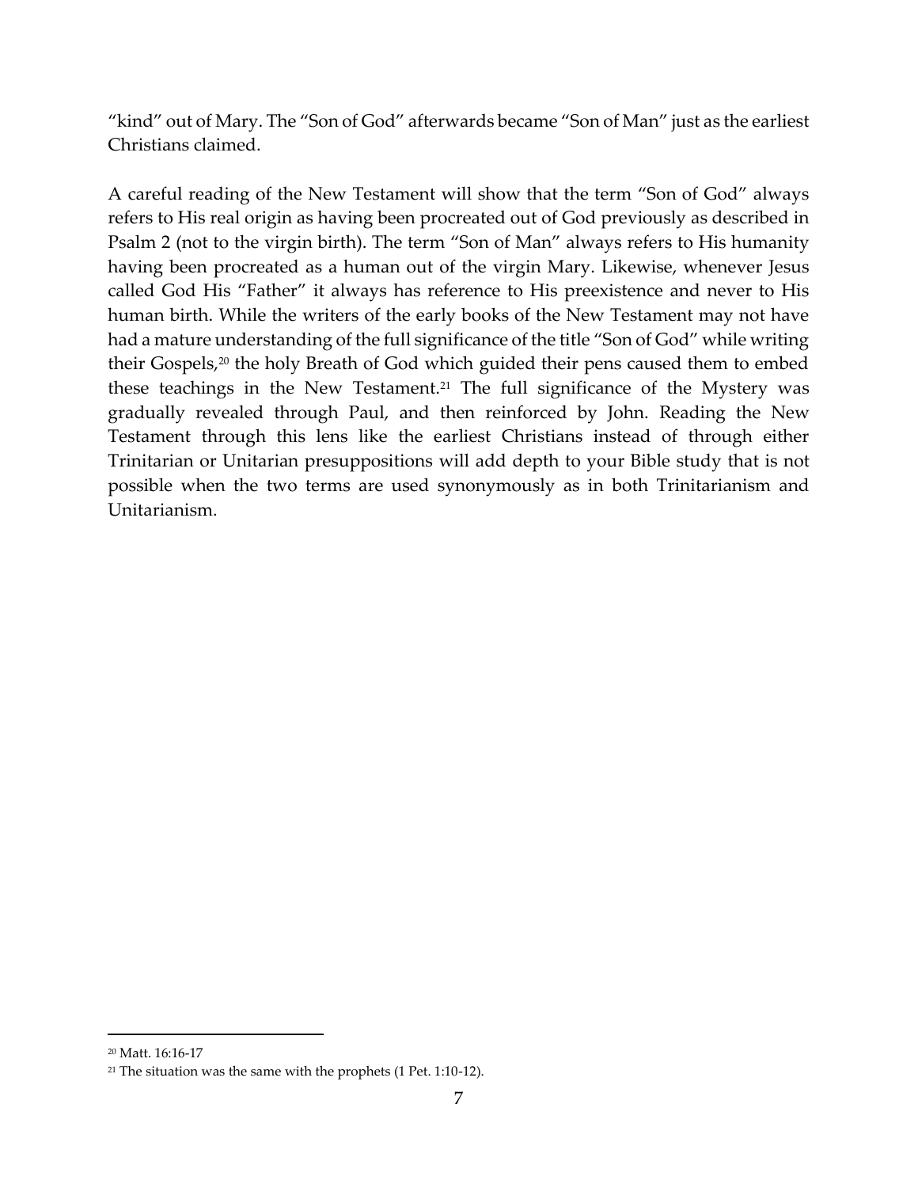"kind" out of Mary. The "Son of God" afterwards became "Son of Man" just as the earliest Christians claimed.

A careful reading of the New Testament will show that the term "Son of God" always refers to His real origin as having been procreated out of God previously as described in Psalm 2 (not to the virgin birth). The term "Son of Man" always refers to His humanity having been procreated as a human out of the virgin Mary. Likewise, whenever Jesus called God His "Father" it always has reference to His preexistence and never to His human birth. While the writers of the early books of the New Testament may not have had a mature understanding of the full significance of the title "Son of God" while writing their Gospels,[20] the holy Breath of God which guided their pens caused them to embed these teachings in the New Testament.[21] The full significance of the Mystery was gradually revealed through Paul, and then reinforced by John. Reading the New Testament through this lens like the earliest Christians instead of through either Trinitarian or Unitarian presuppositions will add depth to your Bible study that is not possible when the two terms are used synonymously as in both Trinitarianism and Unitarianism.

---

[20] Matt. 16:16-17

[21] The situation was the same with the prophets (1 Pet. 1:10-12).